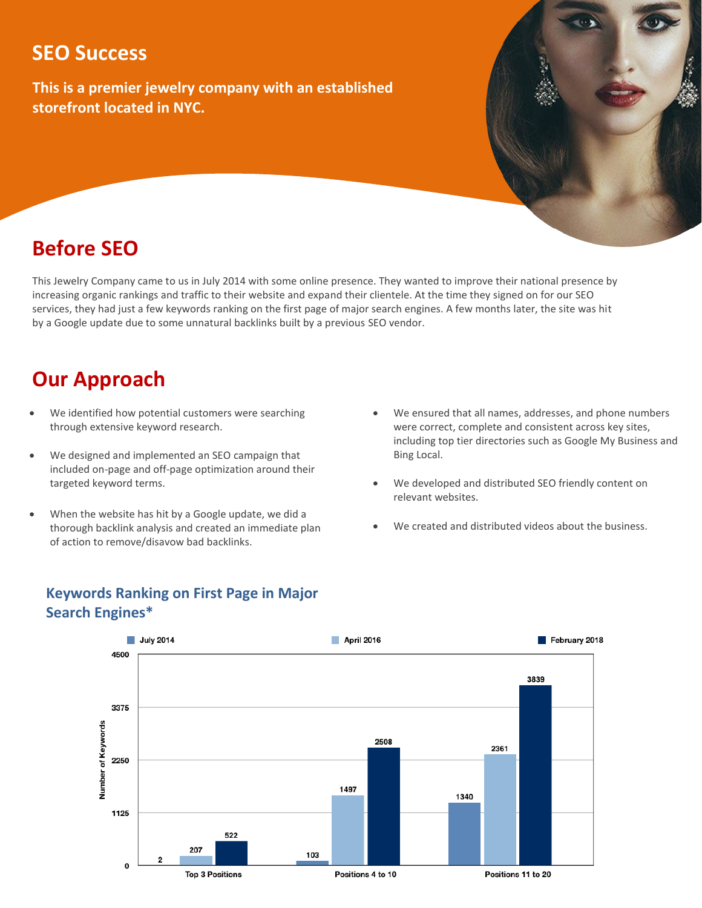# SEO Success

**This is a premier jewelry company with an established storefront located in NYC.**

## Before SEO

This Jewelry Company came to us in July 2014 with some online presence. They wanted to improve their national presence by increasing organic rankings and traffic to their website and expand their clientele. At the time they signed on for our SEO services, they had just a few keywords ranking on the first page of major search engines. A few months later, the site was hit by a Google update due to some unnatural backlinks built by a previous SEO vendor.

## Our Approach

- We identified how potential customers were searching through extensive keyword research.
- We designed and implemented an SEO campaign that included on-page and off-page optimization around their targeted keyword terms.
- When the website has hit by a Google update, we did a thorough backlink analysis and created an immediate plan of action to remove/disavow bad backlinks.
- We ensured that all names, addresses, and phone numbers were correct, complete and consistent across key sites, including top tier directories such as Google My Business and Bing Local.
- We developed and distributed SEO friendly content on relevant websites.
- We created and distributed videos about the business.

### Keywords Ranking on First Page in Major Search Engines*

| Number of Keywords | July 2014 | April 2016 | February 2018 |
|---|---|---|---|
| Top 3 Positions | 2 | 207 | 522 |
| Positions 4 to 10 | 103 | 1497 | 2508 |
| Positions 11 to 20 | 1340 | 2361 | 3839 |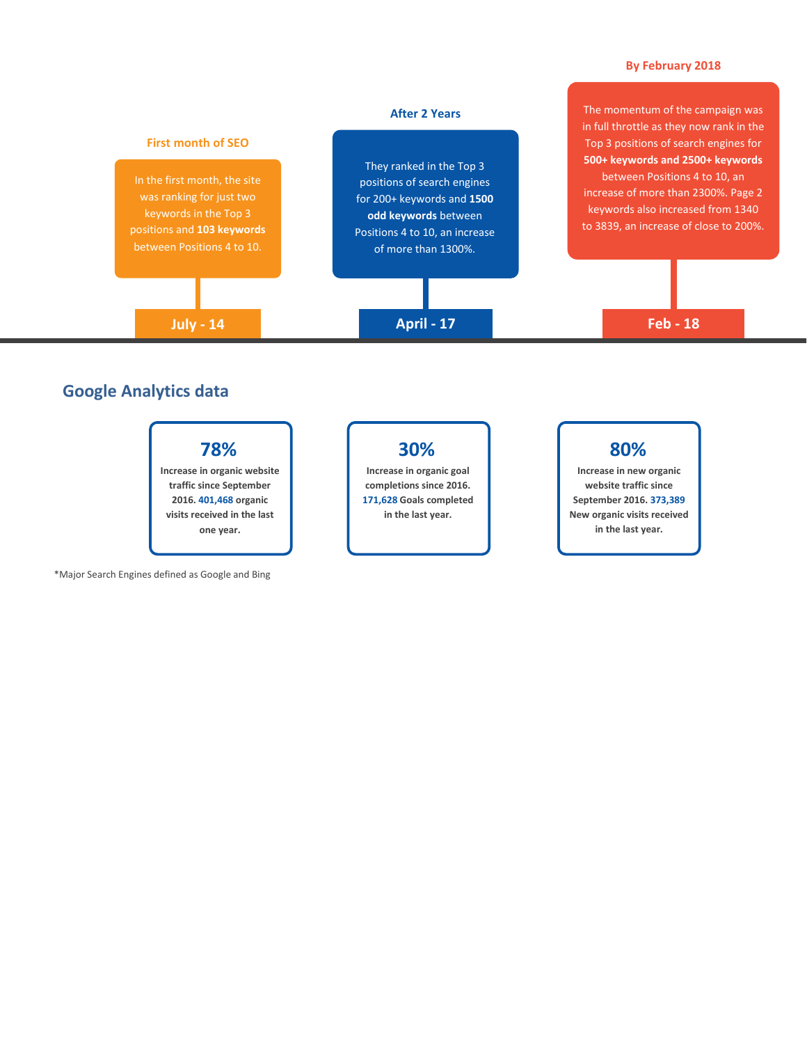**First month of SEO**

In the first month, the site was ranking for just two keywords in the Top 3 positions and **103 keywords** between Positions 4 to 10.

**July - 14**

**After 2 Years**

They ranked in the Top 3 positions of search engines for 200+ keywords and **1500 odd keywords** between Positions 4 to 10, an increase of more than 1300%.

**April - 17**

**By February 2018**

The momentum of the campaign was in full throttle as they now rank in the Top 3 positions of search engines for **500+ keywords and 2500+ keywords** between Positions 4 to 10, an increase of more than 2300%. Page 2 keywords also increased from 1340 to 3839, an increase of close to 200%.

**Feb - 18**

## Google Analytics data

### 78%

**Increase in organic website traffic since September 2016. 401,468 organic visits received in the last one year.**

### 30%

**Increase in organic goal completions since 2016. 171,628 Goals completed in the last year.**

### 80%

**Increase in new organic website traffic since September 2016. 373,389 New organic visits received in the last year.**

*Major Search Engines defined as Google and Bing